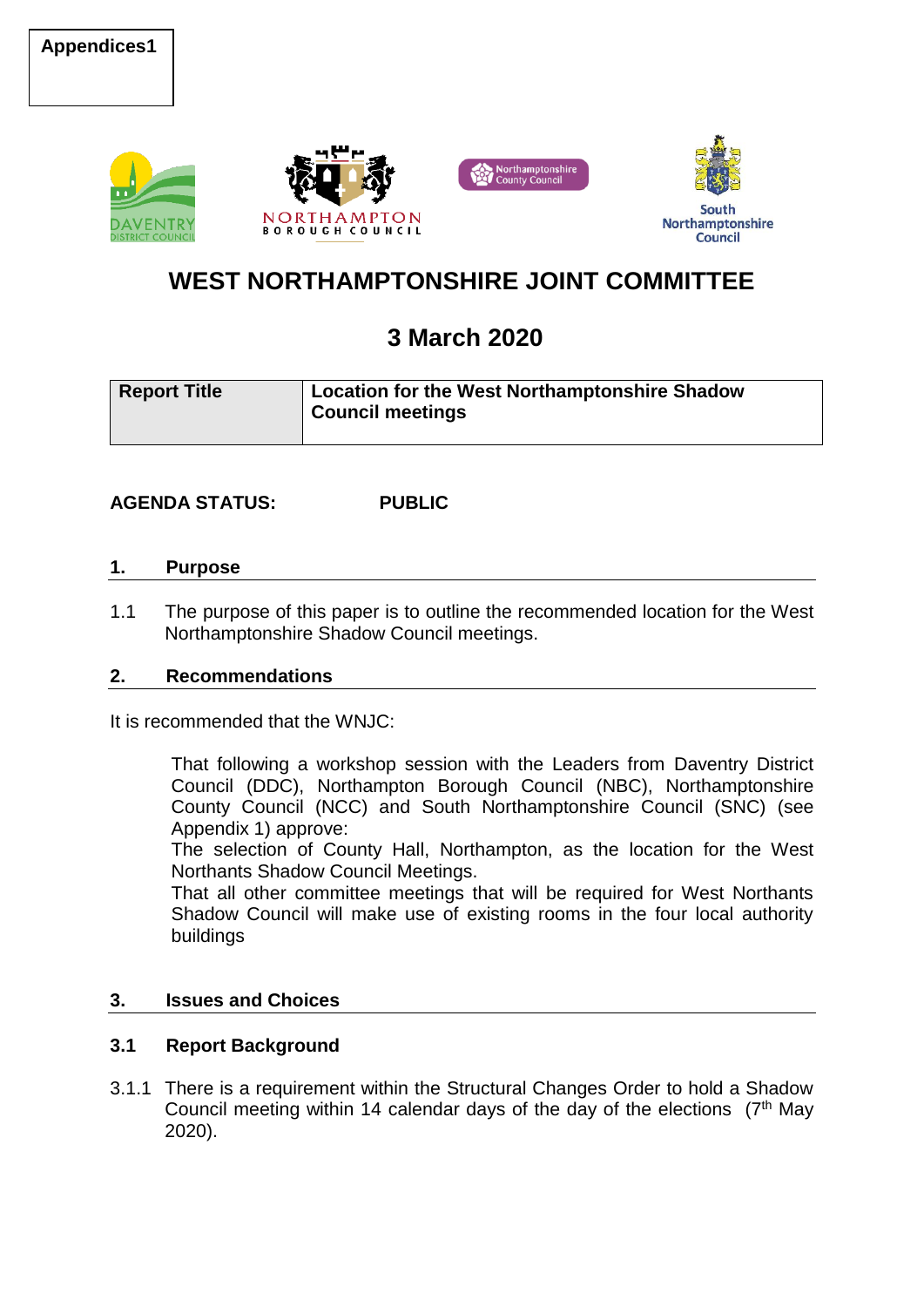**Appendices1**

# WEST NORTHAMPTONSHIRE JOINT COMMITTEE

## 3 March 2020

| Report Title | Location for the West Northamptonshire Shadow Council meetings |
|---|---|

**AGENDA STATUS:** **PUBLIC**

## 1. Purpose

1.1 The purpose of this paper is to outline the recommended location for the West Northamptonshire Shadow Council meetings.

## 2. Recommendations

It is recommended that the WNJC:

That following a workshop session with the Leaders from Daventry District Council (DDC), Northampton Borough Council (NBC), Northamptonshire County Council (NCC) and South Northamptonshire Council (SNC) (see Appendix 1) approve:

The selection of County Hall, Northampton, as the location for the West Northants Shadow Council Meetings.

That all other committee meetings that will be required for West Northants Shadow Council will make use of existing rooms in the four local authority buildings

## 3. Issues and Choices

### 3.1 Report Background

3.1.1 There is a requirement within the Structural Changes Order to hold a Shadow Council meeting within 14 calendar days of the day of the elections (7th May 2020).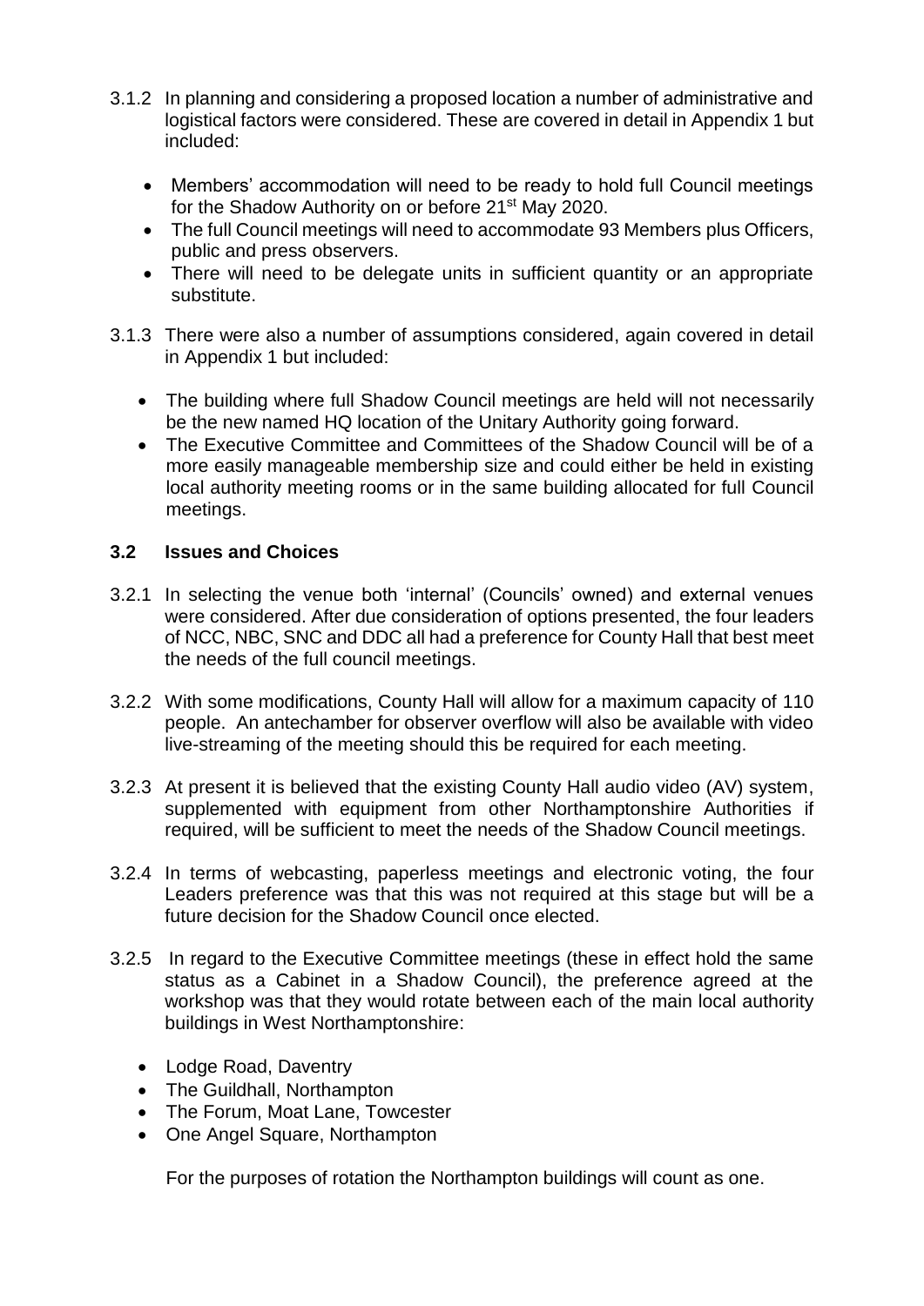3.1.2 In planning and considering a proposed location a number of administrative and logistical factors were considered. These are covered in detail in Appendix 1 but included:

- Members' accommodation will need to be ready to hold full Council meetings for the Shadow Authority on or before 21st May 2020.
- The full Council meetings will need to accommodate 93 Members plus Officers, public and press observers.
- There will need to be delegate units in sufficient quantity or an appropriate substitute.

3.1.3 There were also a number of assumptions considered, again covered in detail in Appendix 1 but included:

- The building where full Shadow Council meetings are held will not necessarily be the new named HQ location of the Unitary Authority going forward.
- The Executive Committee and Committees of the Shadow Council will be of a more easily manageable membership size and could either be held in existing local authority meeting rooms or in the same building allocated for full Council meetings.

### 3.2 Issues and Choices

3.2.1 In selecting the venue both 'internal' (Councils' owned) and external venues were considered. After due consideration of options presented, the four leaders of NCC, NBC, SNC and DDC all had a preference for County Hall that best meet the needs of the full council meetings.

3.2.2 With some modifications, County Hall will allow for a maximum capacity of 110 people. An antechamber for observer overflow will also be available with video live-streaming of the meeting should this be required for each meeting.

3.2.3 At present it is believed that the existing County Hall audio video (AV) system, supplemented with equipment from other Northamptonshire Authorities if required, will be sufficient to meet the needs of the Shadow Council meetings.

3.2.4 In terms of webcasting, paperless meetings and electronic voting, the four Leaders preference was that this was not required at this stage but will be a future decision for the Shadow Council once elected.

3.2.5 In regard to the Executive Committee meetings (these in effect hold the same status as a Cabinet in a Shadow Council), the preference agreed at the workshop was that they would rotate between each of the main local authority buildings in West Northamptonshire:

- Lodge Road, Daventry
- The Guildhall, Northampton
- The Forum, Moat Lane, Towcester
- One Angel Square, Northampton

For the purposes of rotation the Northampton buildings will count as one.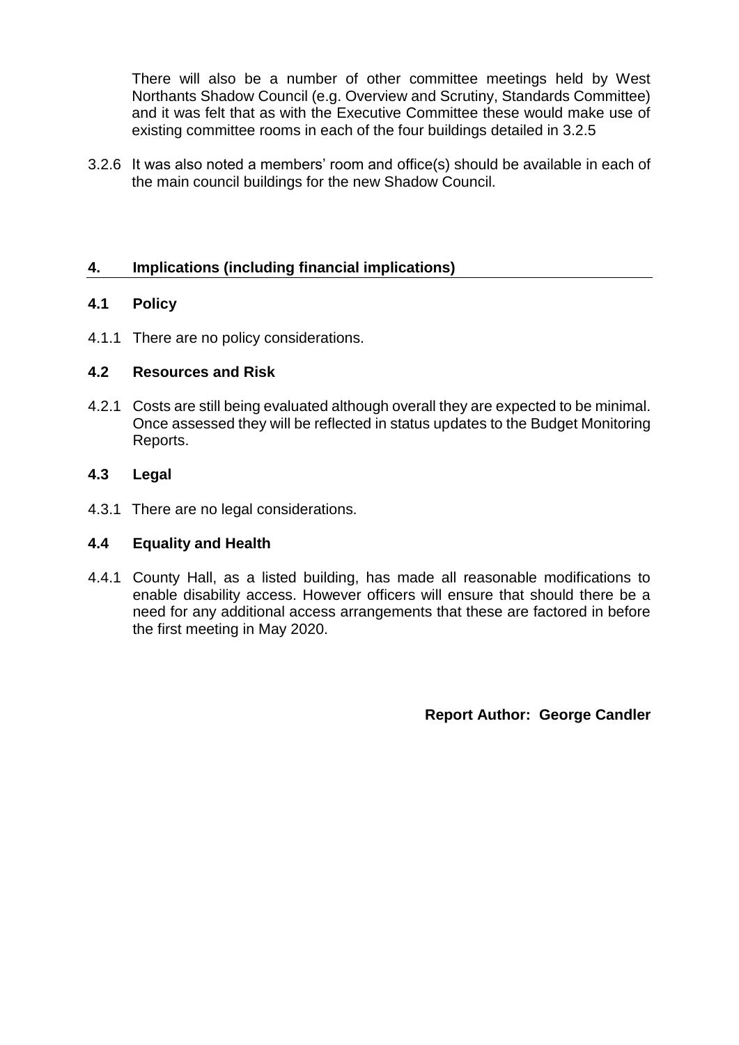There will also be a number of other committee meetings held by West Northants Shadow Council (e.g. Overview and Scrutiny, Standards Committee) and it was felt that as with the Executive Committee these would make use of existing committee rooms in each of the four buildings detailed in 3.2.5

3.2.6 It was also noted a members' room and office(s) should be available in each of the main council buildings for the new Shadow Council.

## 4. Implications (including financial implications)

### 4.1 Policy

4.1.1 There are no policy considerations.

### 4.2 Resources and Risk

4.2.1 Costs are still being evaluated although overall they are expected to be minimal. Once assessed they will be reflected in status updates to the Budget Monitoring Reports.

### 4.3 Legal

4.3.1 There are no legal considerations.

### 4.4 Equality and Health

4.4.1 County Hall, as a listed building, has made all reasonable modifications to enable disability access. However officers will ensure that should there be a need for any additional access arrangements that these are factored in before the first meeting in May 2020.

**Report Author: George Candler**